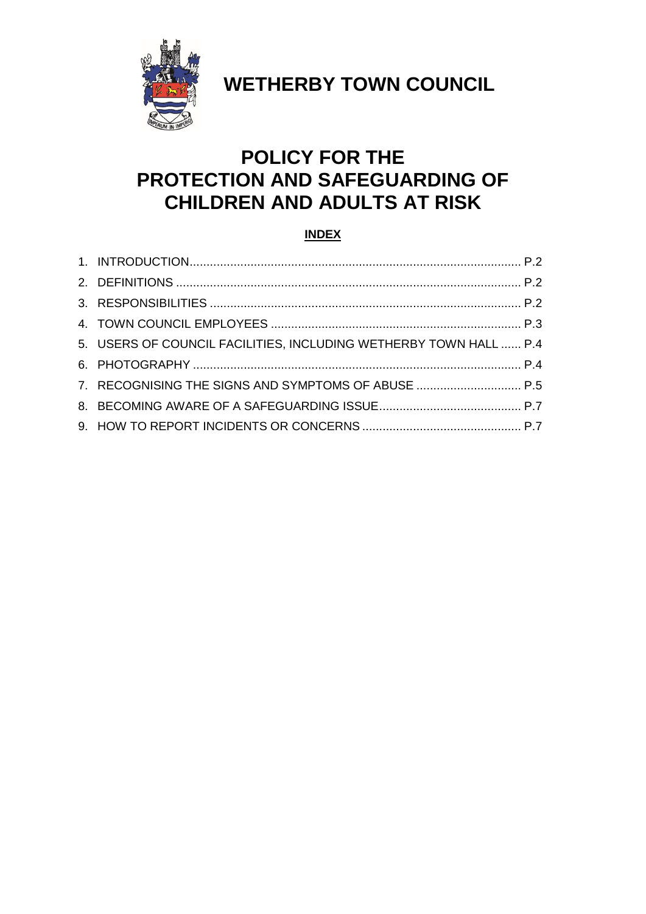# WETHERBY TOWN COUNCIL

# POLICY FOR THE PROTECTION AND SAFEGUARDING OF CHILDREN AND ADULTS AT RISK

**INDEX**

1. INTRODUCTION ..... P.2
2. DEFINITIONS ..... P.2
3. RESPONSIBILITIES ..... P.2
4. TOWN COUNCIL EMPLOYEES ..... P.3
5. USERS OF COUNCIL FACILITIES, INCLUDING WETHERBY TOWN HALL ..... P.4
6. PHOTOGRAPHY ..... P.4
7. RECOGNISING THE SIGNS AND SYMPTOMS OF ABUSE ..... P.5
8. BECOMING AWARE OF A SAFEGUARDING ISSUE ..... P.7
9. HOW TO REPORT INCIDENTS OR CONCERNS ..... P.7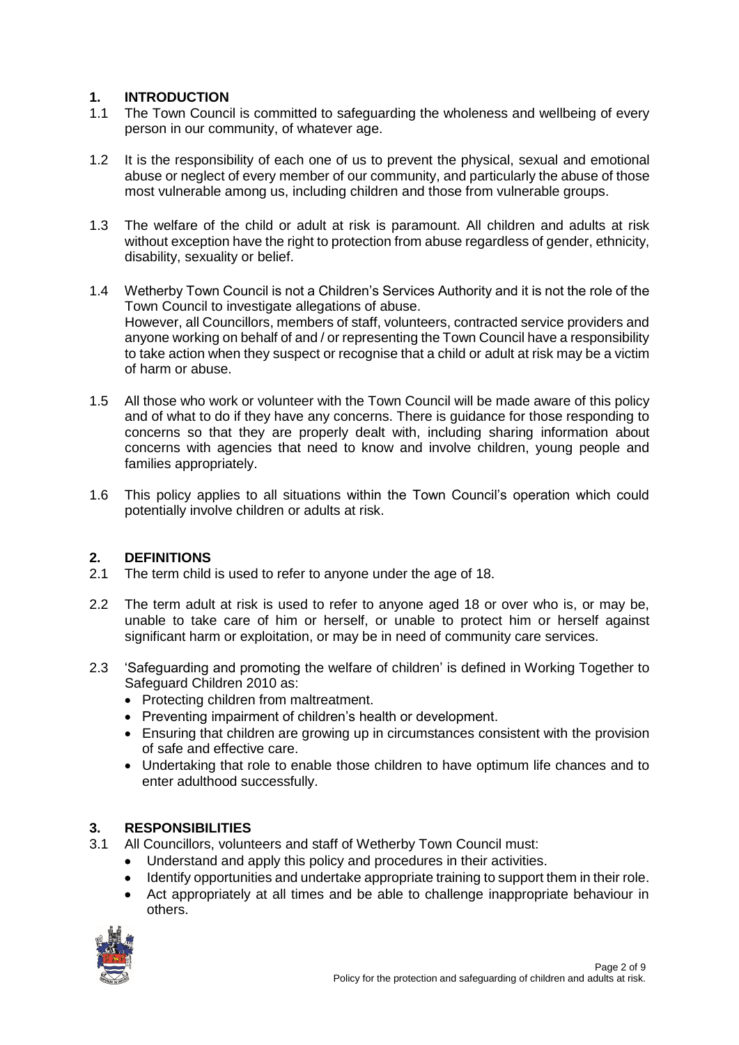## 1. INTRODUCTION

1.1 The Town Council is committed to safeguarding the wholeness and wellbeing of every person in our community, of whatever age.

1.2 It is the responsibility of each one of us to prevent the physical, sexual and emotional abuse or neglect of every member of our community, and particularly the abuse of those most vulnerable among us, including children and those from vulnerable groups.

1.3 The welfare of the child or adult at risk is paramount. All children and adults at risk without exception have the right to protection from abuse regardless of gender, ethnicity, disability, sexuality or belief.

1.4 Wetherby Town Council is not a Children's Services Authority and it is not the role of the Town Council to investigate allegations of abuse.
However, all Councillors, members of staff, volunteers, contracted service providers and anyone working on behalf of and / or representing the Town Council have a responsibility to take action when they suspect or recognise that a child or adult at risk may be a victim of harm or abuse.

1.5 All those who work or volunteer with the Town Council will be made aware of this policy and of what to do if they have any concerns. There is guidance for those responding to concerns so that they are properly dealt with, including sharing information about concerns with agencies that need to know and involve children, young people and families appropriately.

1.6 This policy applies to all situations within the Town Council's operation which could potentially involve children or adults at risk.

## 2. DEFINITIONS

2.1 The term child is used to refer to anyone under the age of 18.

2.2 The term adult at risk is used to refer to anyone aged 18 or over who is, or may be, unable to take care of him or herself, or unable to protect him or herself against significant harm or exploitation, or may be in need of community care services.

2.3 'Safeguarding and promoting the welfare of children' is defined in Working Together to Safeguard Children 2010 as:

- Protecting children from maltreatment.
- Preventing impairment of children's health or development.
- Ensuring that children are growing up in circumstances consistent with the provision of safe and effective care.
- Undertaking that role to enable those children to have optimum life chances and to enter adulthood successfully.

## 3. RESPONSIBILITIES

3.1 All Councillors, volunteers and staff of Wetherby Town Council must:

- Understand and apply this policy and procedures in their activities.
- Identify opportunities and undertake appropriate training to support them in their role.
- Act appropriately at all times and be able to challenge inappropriate behaviour in others.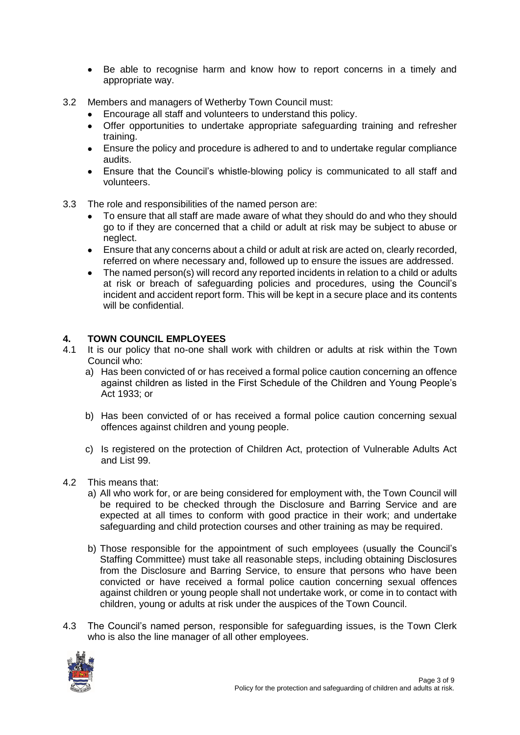- Be able to recognise harm and know how to report concerns in a timely and appropriate way.

3.2 Members and managers of Wetherby Town Council must:
- Encourage all staff and volunteers to understand this policy.
- Offer opportunities to undertake appropriate safeguarding training and refresher training.
- Ensure the policy and procedure is adhered to and to undertake regular compliance audits.
- Ensure that the Council's whistle-blowing policy is communicated to all staff and volunteers.

3.3 The role and responsibilities of the named person are:
- To ensure that all staff are made aware of what they should do and who they should go to if they are concerned that a child or adult at risk may be subject to abuse or neglect.
- Ensure that any concerns about a child or adult at risk are acted on, clearly recorded, referred on where necessary and, followed up to ensure the issues are addressed.
- The named person(s) will record any reported incidents in relation to a child or adults at risk or breach of safeguarding policies and procedures, using the Council's incident and accident report form. This will be kept in a secure place and its contents will be confidential.

## 4. TOWN COUNCIL EMPLOYEES

4.1 It is our policy that no-one shall work with children or adults at risk within the Town Council who:

a) Has been convicted of or has received a formal police caution concerning an offence against children as listed in the First Schedule of the Children and Young People's Act 1933; or

b) Has been convicted of or has received a formal police caution concerning sexual offences against children and young people.

c) Is registered on the protection of Children Act, protection of Vulnerable Adults Act and List 99.

4.2 This means that:

a) All who work for, or are being considered for employment with, the Town Council will be required to be checked through the Disclosure and Barring Service and are expected at all times to conform with good practice in their work; and undertake safeguarding and child protection courses and other training as may be required.

b) Those responsible for the appointment of such employees (usually the Council's Staffing Committee) must take all reasonable steps, including obtaining Disclosures from the Disclosure and Barring Service, to ensure that persons who have been convicted or have received a formal police caution concerning sexual offences against children or young people shall not undertake work, or come in to contact with children, young or adults at risk under the auspices of the Town Council.

4.3 The Council's named person, responsible for safeguarding issues, is the Town Clerk who is also the line manager of all other employees.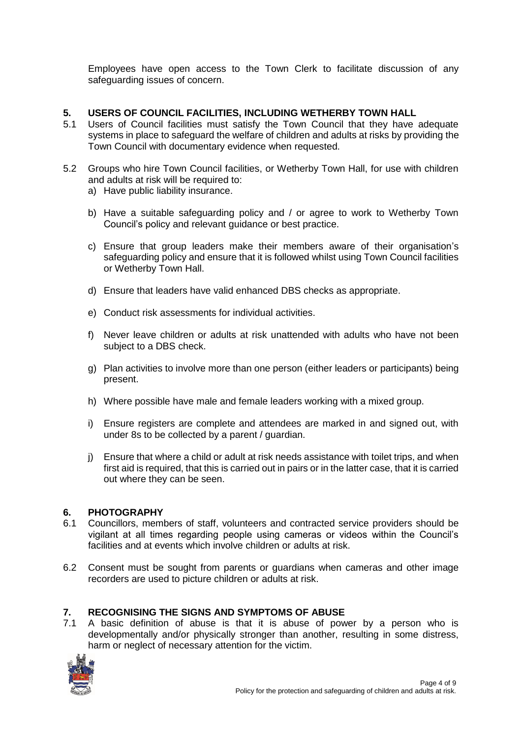Employees have open access to the Town Clerk to facilitate discussion of any safeguarding issues of concern.

## 5. USERS OF COUNCIL FACILITIES, INCLUDING WETHERBY TOWN HALL

5.1 Users of Council facilities must satisfy the Town Council that they have adequate systems in place to safeguard the welfare of children and adults at risks by providing the Town Council with documentary evidence when requested.

5.2 Groups who hire Town Council facilities, or Wetherby Town Hall, for use with children and adults at risk will be required to:

a) Have public liability insurance.

b) Have a suitable safeguarding policy and / or agree to work to Wetherby Town Council's policy and relevant guidance or best practice.

c) Ensure that group leaders make their members aware of their organisation's safeguarding policy and ensure that it is followed whilst using Town Council facilities or Wetherby Town Hall.

d) Ensure that leaders have valid enhanced DBS checks as appropriate.

e) Conduct risk assessments for individual activities.

f) Never leave children or adults at risk unattended with adults who have not been subject to a DBS check.

g) Plan activities to involve more than one person (either leaders or participants) being present.

h) Where possible have male and female leaders working with a mixed group.

i) Ensure registers are complete and attendees are marked in and signed out, with under 8s to be collected by a parent / guardian.

j) Ensure that where a child or adult at risk needs assistance with toilet trips, and when first aid is required, that this is carried out in pairs or in the latter case, that it is carried out where they can be seen.

## 6. PHOTOGRAPHY

6.1 Councillors, members of staff, volunteers and contracted service providers should be vigilant at all times regarding people using cameras or videos within the Council's facilities and at events which involve children or adults at risk.

6.2 Consent must be sought from parents or guardians when cameras and other image recorders are used to picture children or adults at risk.

## 7. RECOGNISING THE SIGNS AND SYMPTOMS OF ABUSE

7.1 A basic definition of abuse is that it is abuse of power by a person who is developmentally and/or physically stronger than another, resulting in some distress, harm or neglect of necessary attention for the victim.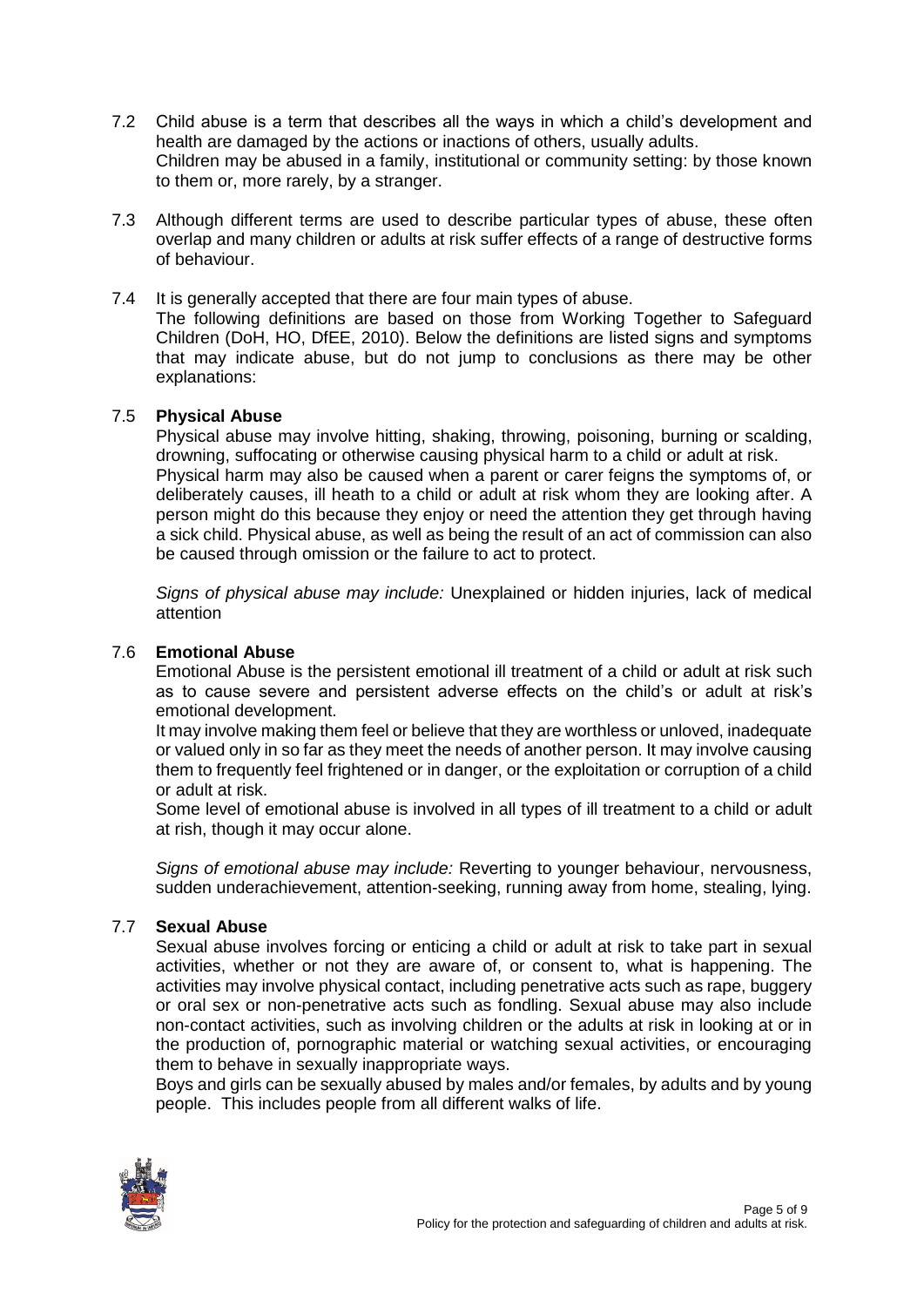7.2 Child abuse is a term that describes all the ways in which a child's development and health are damaged by the actions or inactions of others, usually adults. Children may be abused in a family, institutional or community setting: by those known to them or, more rarely, by a stranger.

7.3 Although different terms are used to describe particular types of abuse, these often overlap and many children or adults at risk suffer effects of a range of destructive forms of behaviour.

7.4 It is generally accepted that there are four main types of abuse. The following definitions are based on those from Working Together to Safeguard Children (DoH, HO, DfEE, 2010). Below the definitions are listed signs and symptoms that may indicate abuse, but do not jump to conclusions as there may be other explanations:

7.5 **Physical Abuse**

Physical abuse may involve hitting, shaking, throwing, poisoning, burning or scalding, drowning, suffocating or otherwise causing physical harm to a child or adult at risk. Physical harm may also be caused when a parent or carer feigns the symptoms of, or deliberately causes, ill heath to a child or adult at risk whom they are looking after. A person might do this because they enjoy or need the attention they get through having a sick child. Physical abuse, as well as being the result of an act of commission can also be caused through omission or the failure to act to protect.

*Signs of physical abuse may include:* Unexplained or hidden injuries, lack of medical attention

7.6 **Emotional Abuse**

Emotional Abuse is the persistent emotional ill treatment of a child or adult at risk such as to cause severe and persistent adverse effects on the child's or adult at risk's emotional development.

It may involve making them feel or believe that they are worthless or unloved, inadequate or valued only in so far as they meet the needs of another person. It may involve causing them to frequently feel frightened or in danger, or the exploitation or corruption of a child or adult at risk.

Some level of emotional abuse is involved in all types of ill treatment to a child or adult at rish, though it may occur alone.

*Signs of emotional abuse may include:* Reverting to younger behaviour, nervousness, sudden underachievement, attention-seeking, running away from home, stealing, lying.

7.7 **Sexual Abuse**

Sexual abuse involves forcing or enticing a child or adult at risk to take part in sexual activities, whether or not they are aware of, or consent to, what is happening. The activities may involve physical contact, including penetrative acts such as rape, buggery or oral sex or non-penetrative acts such as fondling. Sexual abuse may also include non-contact activities, such as involving children or the adults at risk in looking at or in the production of, pornographic material or watching sexual activities, or encouraging them to behave in sexually inappropriate ways.

Boys and girls can be sexually abused by males and/or females, by adults and by young people. This includes people from all different walks of life.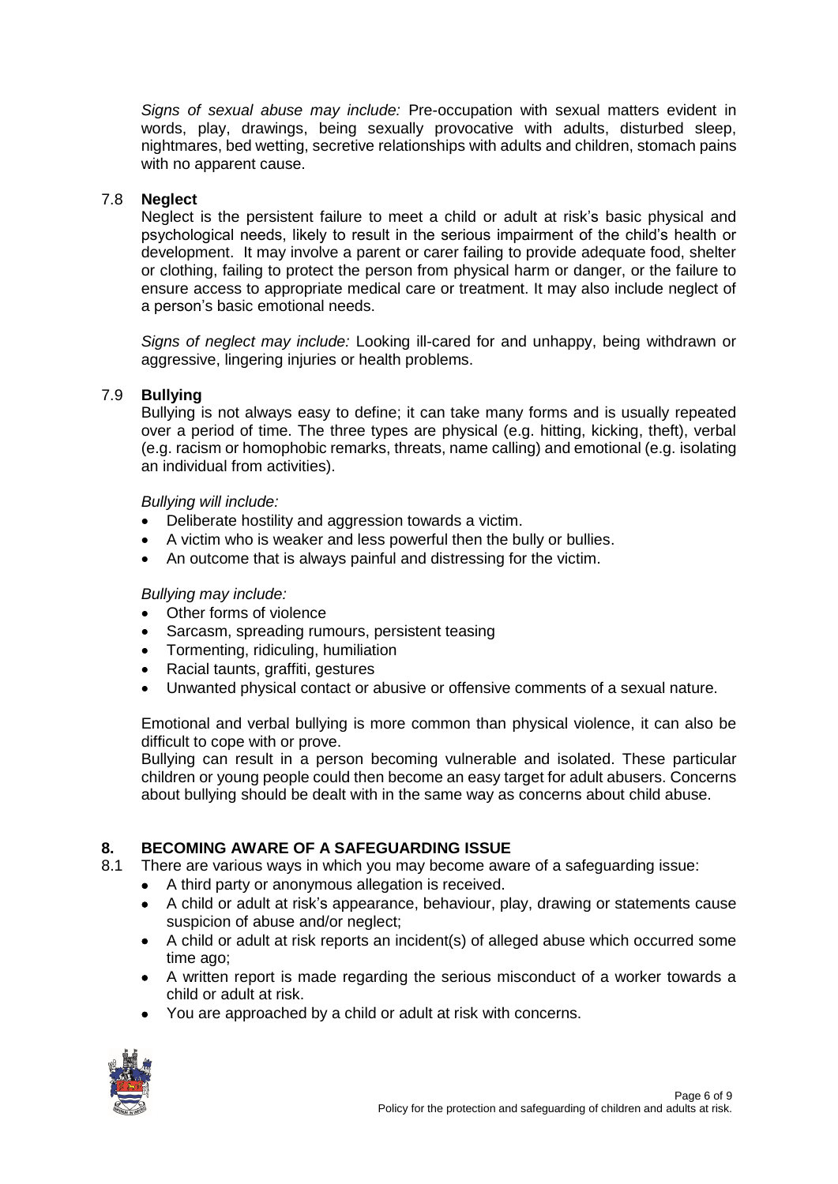*Signs of sexual abuse may include:* Pre-occupation with sexual matters evident in words, play, drawings, being sexually provocative with adults, disturbed sleep, nightmares, bed wetting, secretive relationships with adults and children, stomach pains with no apparent cause.

### 7.8 **Neglect**

Neglect is the persistent failure to meet a child or adult at risk's basic physical and psychological needs, likely to result in the serious impairment of the child's health or development. It may involve a parent or carer failing to provide adequate food, shelter or clothing, failing to protect the person from physical harm or danger, or the failure to ensure access to appropriate medical care or treatment. It may also include neglect of a person's basic emotional needs.

*Signs of neglect may include:* Looking ill-cared for and unhappy, being withdrawn or aggressive, lingering injuries or health problems.

### 7.9 **Bullying**

Bullying is not always easy to define; it can take many forms and is usually repeated over a period of time. The three types are physical (e.g. hitting, kicking, theft), verbal (e.g. racism or homophobic remarks, threats, name calling) and emotional (e.g. isolating an individual from activities).

*Bullying will include:*

- Deliberate hostility and aggression towards a victim.
- A victim who is weaker and less powerful then the bully or bullies.
- An outcome that is always painful and distressing for the victim.

*Bullying may include:*

- Other forms of violence
- Sarcasm, spreading rumours, persistent teasing
- Tormenting, ridiculing, humiliation
- Racial taunts, graffiti, gestures
- Unwanted physical contact or abusive or offensive comments of a sexual nature.

Emotional and verbal bullying is more common than physical violence, it can also be difficult to cope with or prove.

Bullying can result in a person becoming vulnerable and isolated. These particular children or young people could then become an easy target for adult abusers. Concerns about bullying should be dealt with in the same way as concerns about child abuse.

## 8. BECOMING AWARE OF A SAFEGUARDING ISSUE

8.1 There are various ways in which you may become aware of a safeguarding issue:

- A third party or anonymous allegation is received.
- A child or adult at risk's appearance, behaviour, play, drawing or statements cause suspicion of abuse and/or neglect;
- A child or adult at risk reports an incident(s) of alleged abuse which occurred some time ago;
- A written report is made regarding the serious misconduct of a worker towards a child or adult at risk.
- You are approached by a child or adult at risk with concerns.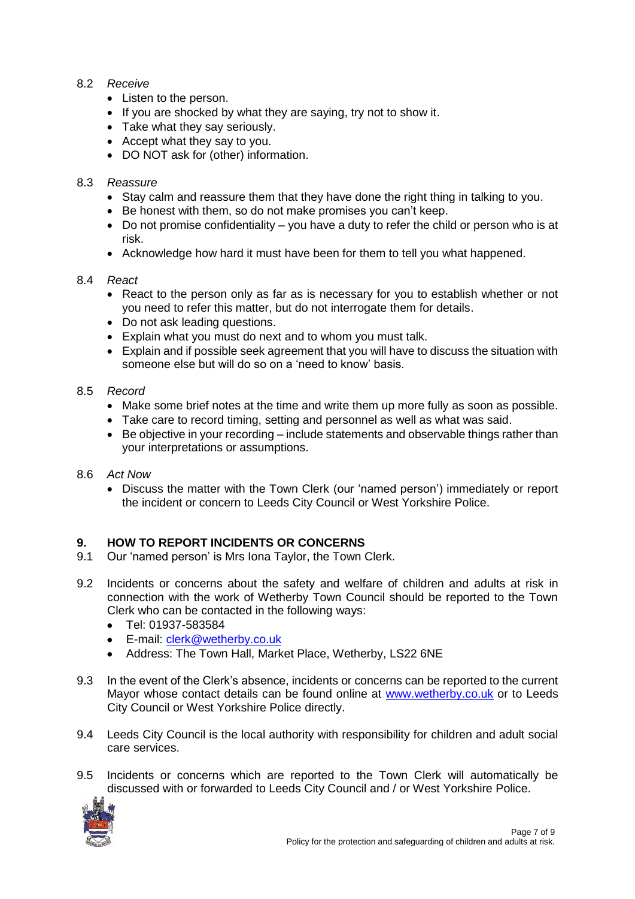8.2 *Receive*

- Listen to the person.
- If you are shocked by what they are saying, try not to show it.
- Take what they say seriously.
- Accept what they say to you.
- DO NOT ask for (other) information.

8.3 *Reassure*

- Stay calm and reassure them that they have done the right thing in talking to you.
- Be honest with them, so do not make promises you can't keep.
- Do not promise confidentiality – you have a duty to refer the child or person who is at risk.
- Acknowledge how hard it must have been for them to tell you what happened.

8.4 *React*

- React to the person only as far as is necessary for you to establish whether or not you need to refer this matter, but do not interrogate them for details.
- Do not ask leading questions.
- Explain what you must do next and to whom you must talk.
- Explain and if possible seek agreement that you will have to discuss the situation with someone else but will do so on a 'need to know' basis.

8.5 *Record*

- Make some brief notes at the time and write them up more fully as soon as possible.
- Take care to record timing, setting and personnel as well as what was said.
- Be objective in your recording – include statements and observable things rather than your interpretations or assumptions.

8.6 *Act Now*

- Discuss the matter with the Town Clerk (our 'named person') immediately or report the incident or concern to Leeds City Council or West Yorkshire Police.

## 9. HOW TO REPORT INCIDENTS OR CONCERNS

9.1 Our 'named person' is Mrs Iona Taylor, the Town Clerk.

9.2 Incidents or concerns about the safety and welfare of children and adults at risk in connection with the work of Wetherby Town Council should be reported to the Town Clerk who can be contacted in the following ways:

- Tel: 01937-583584
- E-mail: clerk@wetherby.co.uk
- Address: The Town Hall, Market Place, Wetherby, LS22 6NE

9.3 In the event of the Clerk's absence, incidents or concerns can be reported to the current Mayor whose contact details can be found online at www.wetherby.co.uk or to Leeds City Council or West Yorkshire Police directly.

9.4 Leeds City Council is the local authority with responsibility for children and adult social care services.

9.5 Incidents or concerns which are reported to the Town Clerk will automatically be discussed with or forwarded to Leeds City Council and / or West Yorkshire Police.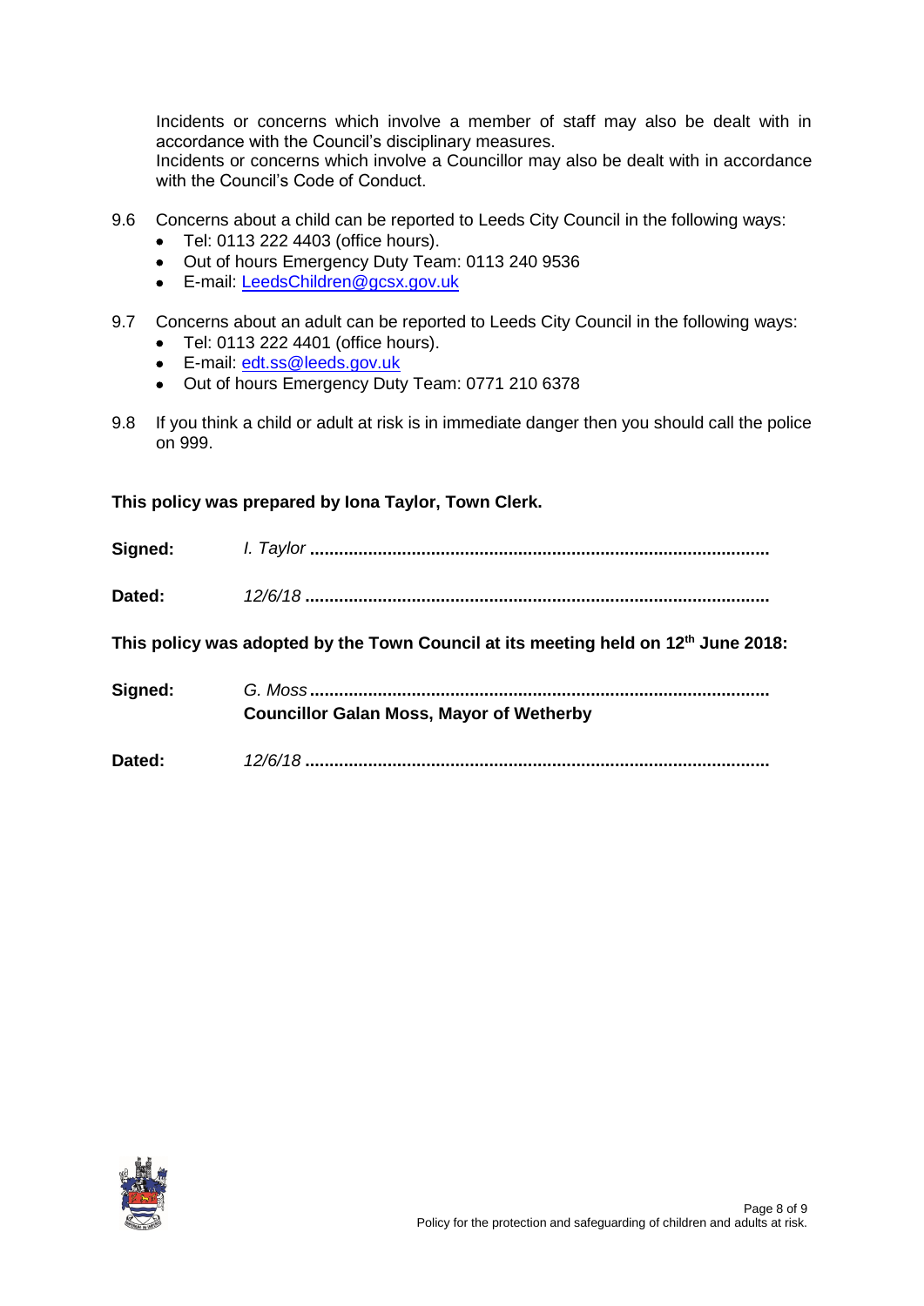Incidents or concerns which involve a member of staff may also be dealt with in accordance with the Council's disciplinary measures.
Incidents or concerns which involve a Councillor may also be dealt with in accordance with the Council's Code of Conduct.

9.6 Concerns about a child can be reported to Leeds City Council in the following ways:

- Tel: 0113 222 4403 (office hours).
- Out of hours Emergency Duty Team: 0113 240 9536
- E-mail: LeedsChildren@gcsx.gov.uk

9.7 Concerns about an adult can be reported to Leeds City Council in the following ways:

- Tel: 0113 222 4401 (office hours).
- E-mail: edt.ss@leeds.gov.uk
- Out of hours Emergency Duty Team: 0771 210 6378

9.8 If you think a child or adult at risk is in immediate danger then you should call the police on 999.

**This policy was prepared by Iona Taylor, Town Clerk.**

**Signed:** *I. Taylor* **...............................................................................................**

**Dated:** *12/6/18* **...............................................................................................**

**This policy was adopted by the Town Council at its meeting held on 12th June 2018:**

**Signed:** *G. Moss* **...............................................................................................**
**Councillor Galan Moss, Mayor of Wetherby**

**Dated:** *12/6/18* **...............................................................................................**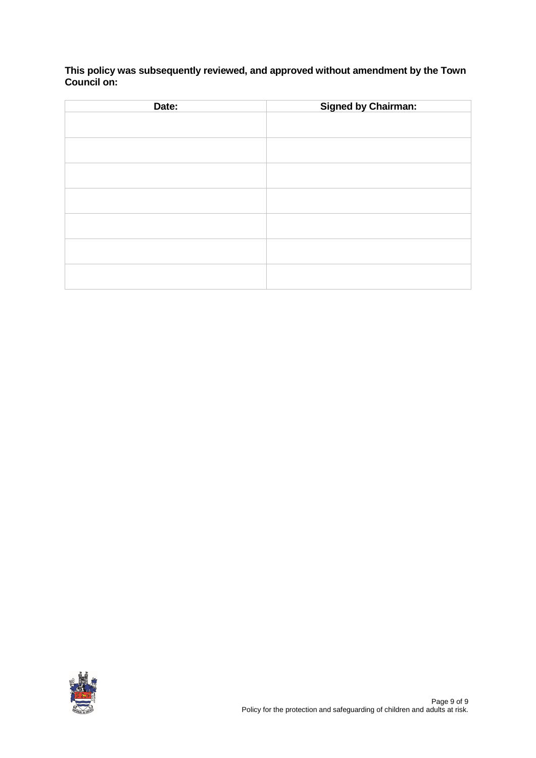**This policy was subsequently reviewed, and approved without amendment by the Town Council on:**

| Date: | Signed by Chairman: |
|---|---|
| | |
| | |
| | |
| | |
| | |
| | |
| | |